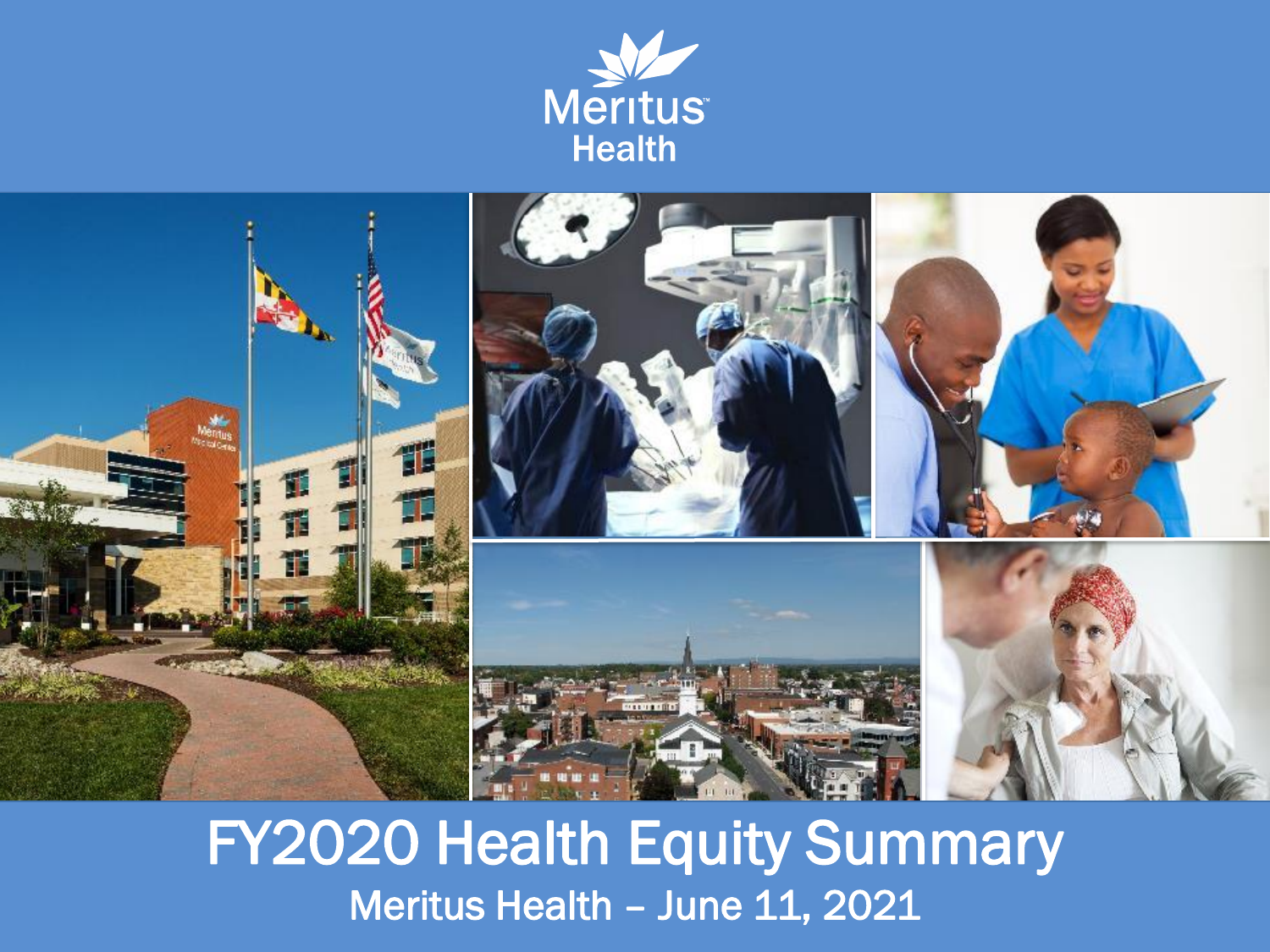Meritus Health

# FY2020 Health Equity Summary

Meritus Health – June 11, 2021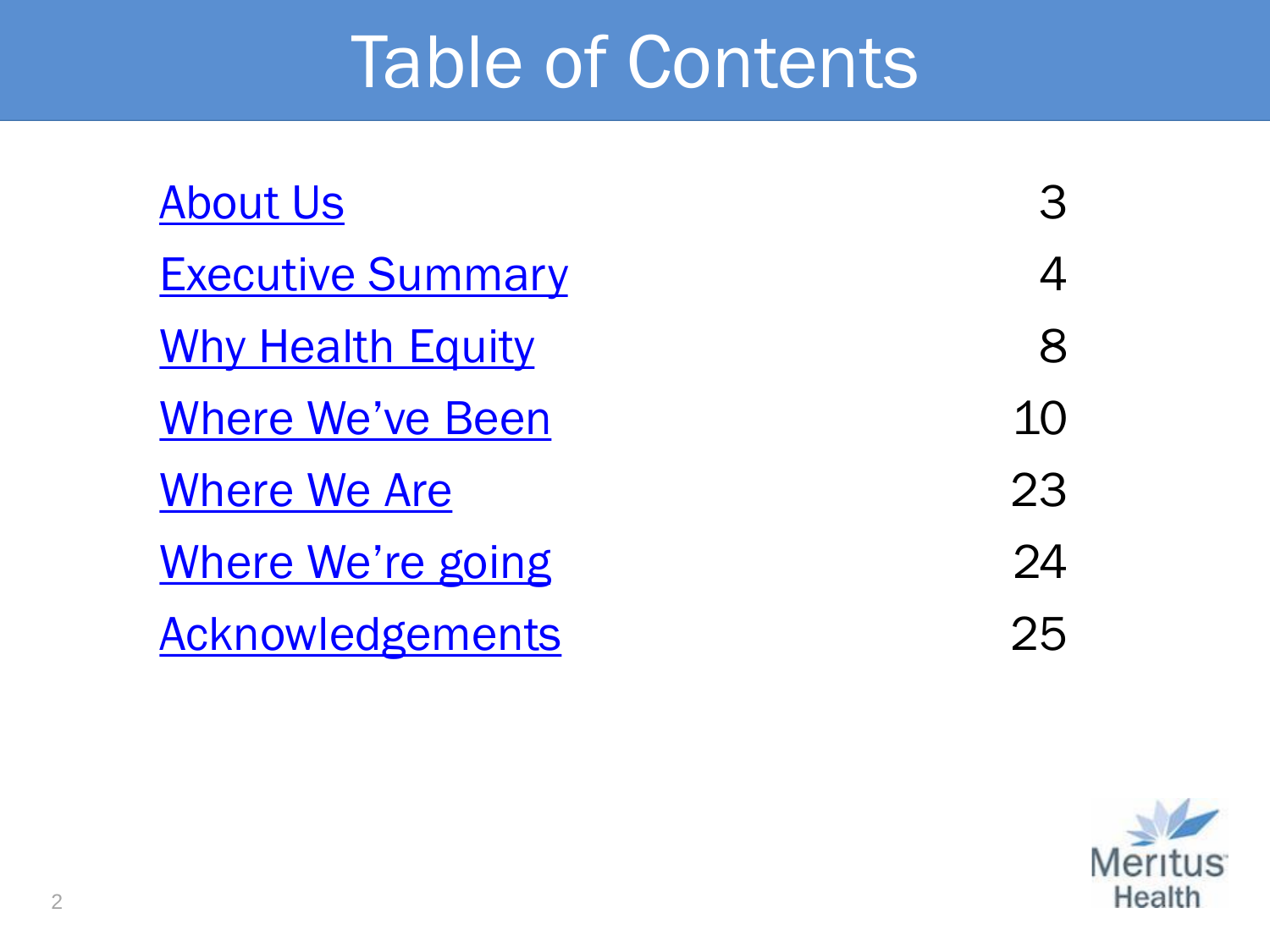# Table of Contents

| | |
|---|---|
| About Us | 3 |
| Executive Summary | 4 |
| Why Health Equity | 8 |
| Where We've Been | 10 |
| Where We Are | 23 |
| Where We're going | 24 |
| Acknowledgements | 25 |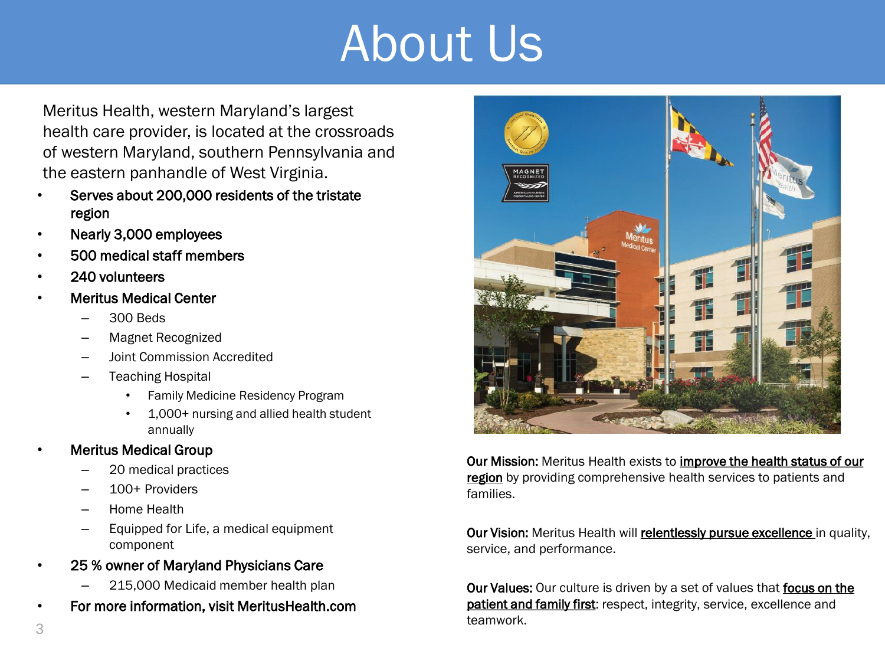# About Us

Meritus Health, western Maryland's largest health care provider, is located at the crossroads of western Maryland, southern Pennsylvania and the eastern panhandle of West Virginia.

- **Serves about 200,000 residents of the tristate region**
- **Nearly 3,000 employees**
- **500 medical staff members**
- **240 volunteers**
- **Meritus Medical Center**
  - 300 Beds
  - Magnet Recognized
  - Joint Commission Accredited
  - Teaching Hospital
    - Family Medicine Residency Program
    - 1,000+ nursing and allied health student annually
- **Meritus Medical Group**
  - 20 medical practices
  - 100+ Providers
  - Home Health
  - Equipped for Life, a medical equipment component
- **25 % owner of Maryland Physicians Care**
  - 215,000 Medicaid member health plan
- **For more information, visit MeritusHealth.com**

**Our Mission:** Meritus Health exists to **improve the health status of our region** by providing comprehensive health services to patients and families.

**Our Vision:** Meritus Health will **relentlessly pursue excellence** in quality, service, and performance.

**Our Values:** Our culture is driven by a set of values that **focus on the patient and family first**: respect, integrity, service, excellence and teamwork.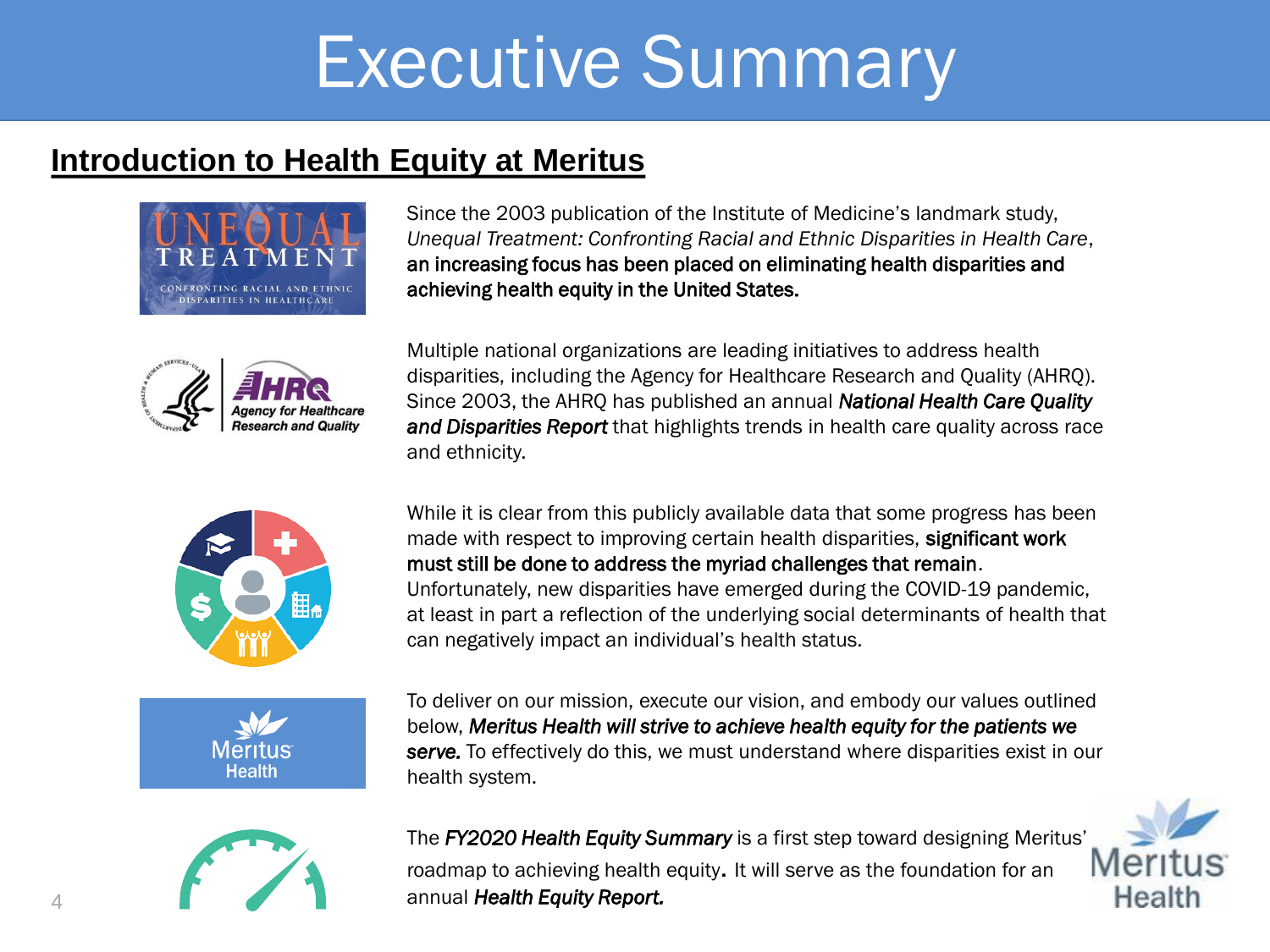# Executive Summary

## Introduction to Health Equity at Meritus

Since the 2003 publication of the Institute of Medicine's landmark study, *Unequal Treatment: Confronting Racial and Ethnic Disparities in Health Care*, **an increasing focus has been placed on eliminating health disparities and achieving health equity in the United States.**

Multiple national organizations are leading initiatives to address health disparities, including the Agency for Healthcare Research and Quality (AHRQ). Since 2003, the AHRQ has published an annual ***National Health Care Quality and Disparities Report*** that highlights trends in health care quality across race and ethnicity.

While it is clear from this publicly available data that some progress has been made with respect to improving certain health disparities, **significant work must still be done to address the myriad challenges that remain**. Unfortunately, new disparities have emerged during the COVID-19 pandemic, at least in part a reflection of the underlying social determinants of health that can negatively impact an individual's health status.

To deliver on our mission, execute our vision, and embody our values outlined below, ***Meritus Health will strive to achieve health equity for the patients we serve.*** To effectively do this, we must understand where disparities exist in our health system.

The ***FY2020 Health Equity Summary*** is a first step toward designing Meritus' roadmap to achieving health equity. It will serve as the foundation for an annual ***Health Equity Report.***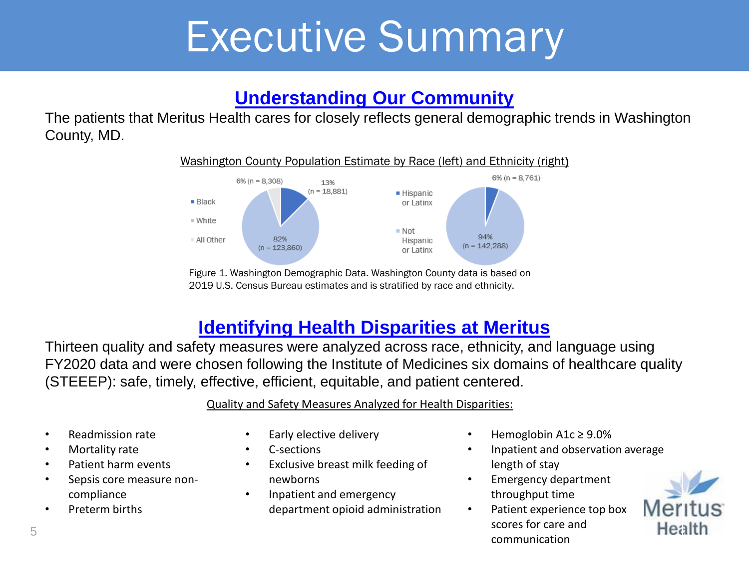# Executive Summary

## Understanding Our Community

The patients that Meritus Health cares for closely reflects general demographic trends in Washington County, MD.

Washington County Population Estimate by Race (left) and Ethnicity (right)

- Black: 13% (n = 18,881)
- White: 82% (n = 123,860)
- All Other: 6% (n = 8,308)

- Hispanic or Latinx: 6% (n = 8,761)
- Not Hispanic or Latinx: 94% (n = 142,288)

Figure 1. Washington Demographic Data. Washington County data is based on 2019 U.S. Census Bureau estimates and is stratified by race and ethnicity.

## Identifying Health Disparities at Meritus

Thirteen quality and safety measures were analyzed across race, ethnicity, and language using FY2020 data and were chosen following the Institute of Medicines six domains of healthcare quality (STEEEP): safe, timely, effective, efficient, equitable, and patient centered.

Quality and Safety Measures Analyzed for Health Disparities:

- Readmission rate
- Mortality rate
- Patient harm events
- Sepsis core measure non-compliance
- Preterm births
- Early elective delivery
- C-sections
- Exclusive breast milk feeding of newborns
- Inpatient and emergency department opioid administration
- Hemoglobin A1c ≥ 9.0%
- Inpatient and observation average length of stay
- Emergency department throughput time
- Patient experience top box scores for care and communication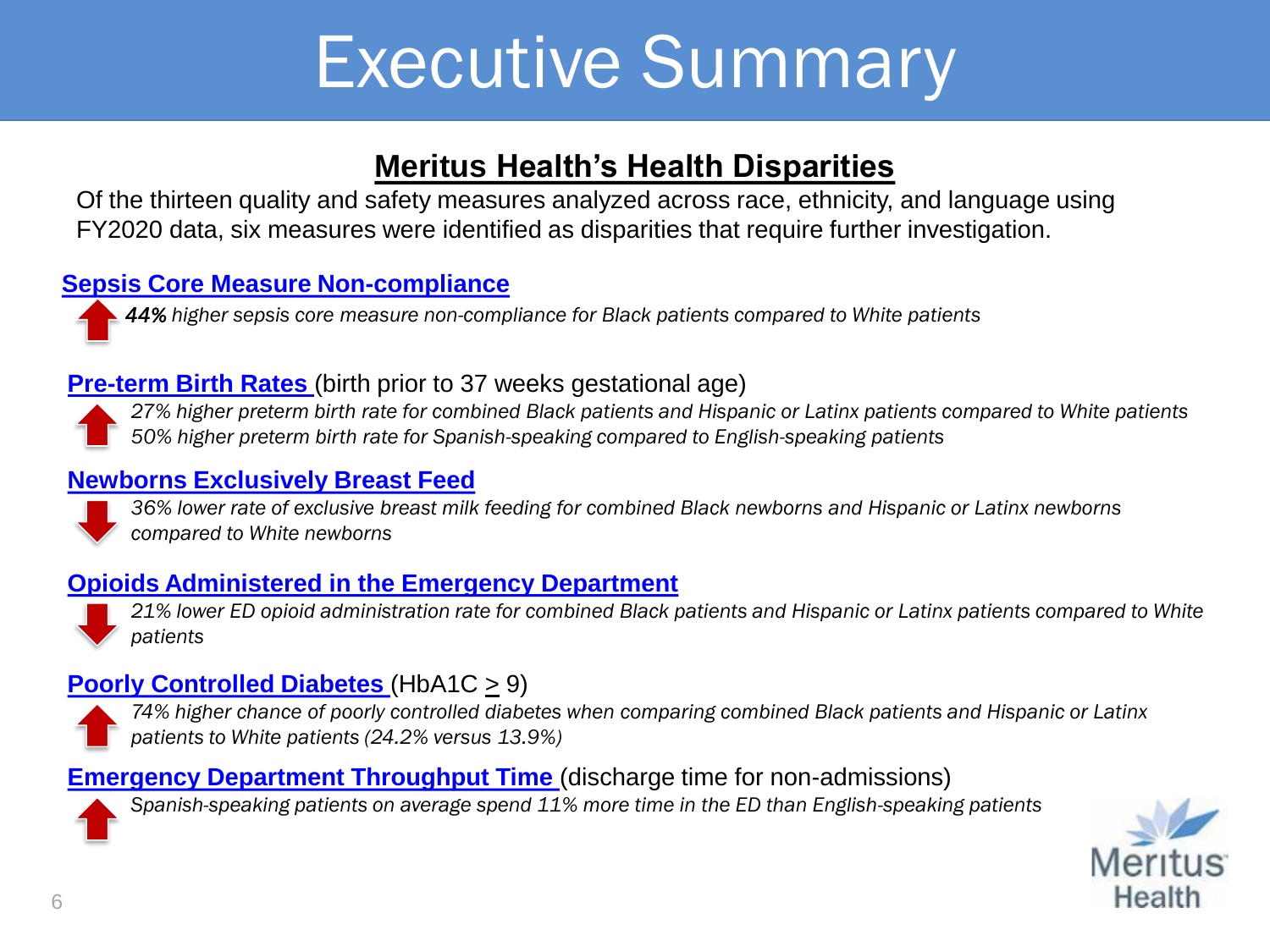# Executive Summary

## Meritus Health's Health Disparities

Of the thirteen quality and safety measures analyzed across race, ethnicity, and language using FY2020 data, six measures were identified as disparities that require further investigation.

### Sepsis Core Measure Non-compliance

- ↑ ***44%*** *higher sepsis core measure non-compliance for Black patients compared to White patients*

### Pre-term Birth Rates (birth prior to 37 weeks gestational age)

- ↑ *27% higher preterm birth rate for combined Black patients and Hispanic or Latinx patients compared to White patients*
- *50% higher preterm birth rate for Spanish-speaking compared to English-speaking patients*

### Newborns Exclusively Breast Feed

- ↓ *36% lower rate of exclusive breast milk feeding for combined Black newborns and Hispanic or Latinx newborns compared to White newborns*

### Opioids Administered in the Emergency Department

- ↓ *21% lower ED opioid administration rate for combined Black patients and Hispanic or Latinx patients compared to White patients*

### Poorly Controlled Diabetes (HbA1C $\geq$ 9)

- ↑ *74% higher chance of poorly controlled diabetes when comparing combined Black patients and Hispanic or Latinx patients to White patients (24.2% versus 13.9%)*

### Emergency Department Throughput Time (discharge time for non-admissions)

- ↑ *Spanish-speaking patients on average spend 11% more time in the ED than English-speaking patients*

Meritus Health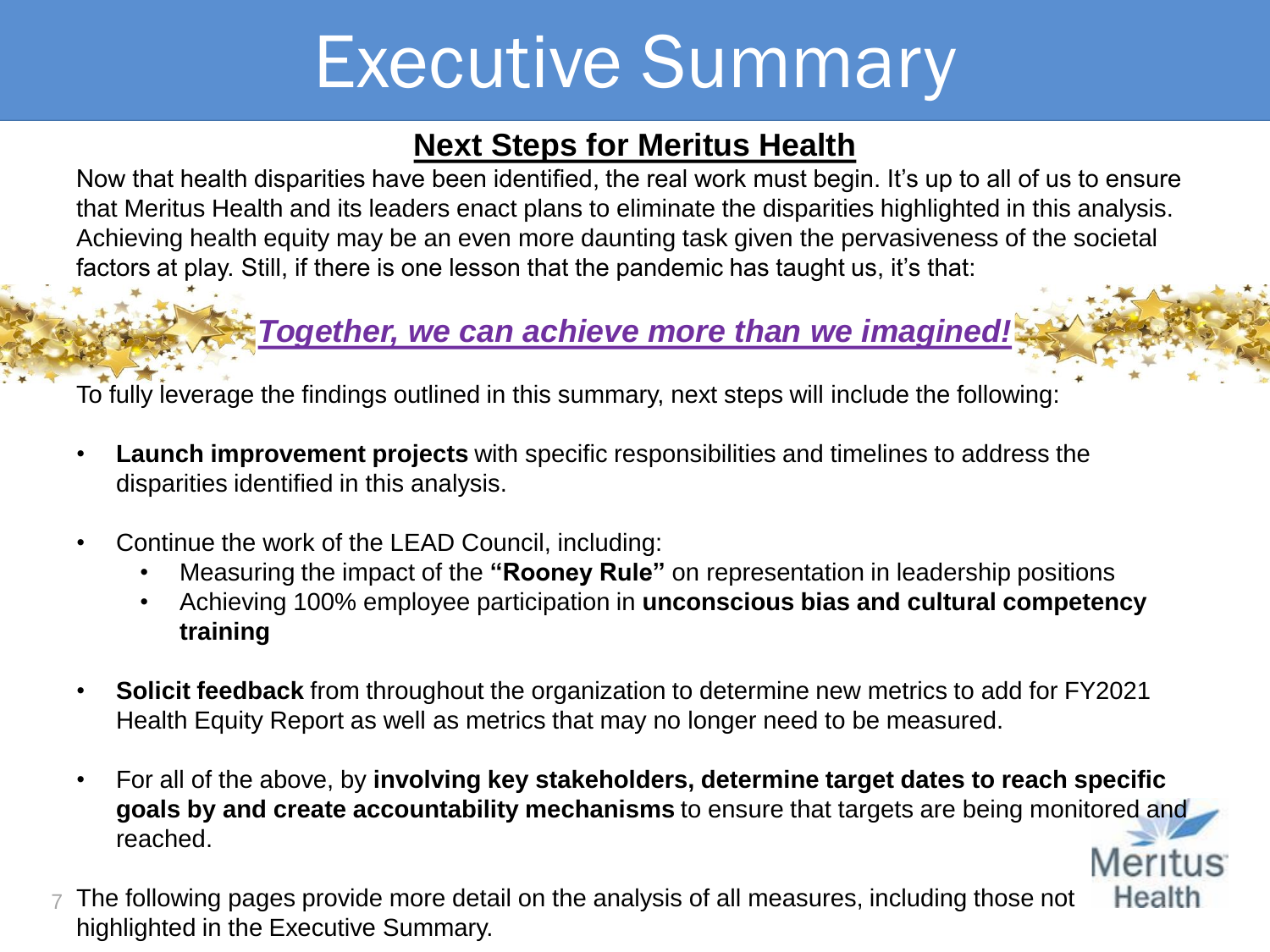# Executive Summary

## Next Steps for Meritus Health

Now that health disparities have been identified, the real work must begin. It's up to all of us to ensure that Meritus Health and its leaders enact plans to eliminate the disparities highlighted in this analysis. Achieving health equity may be an even more daunting task given the pervasiveness of the societal factors at play. Still, if there is one lesson that the pandemic has taught us, it's that:

***Together, we can achieve more than we imagined!***

To fully leverage the findings outlined in this summary, next steps will include the following:

- **Launch improvement projects** with specific responsibilities and timelines to address the disparities identified in this analysis.
- Continue the work of the LEAD Council, including:
  - Measuring the impact of the **"Rooney Rule"** on representation in leadership positions
  - Achieving 100% employee participation in **unconscious bias and cultural competency training**
- **Solicit feedback** from throughout the organization to determine new metrics to add for FY2021 Health Equity Report as well as metrics that may no longer need to be measured.
- For all of the above, by **involving key stakeholders, determine target dates to reach specific goals by and create accountability mechanisms** to ensure that targets are being monitored and reached.

The following pages provide more detail on the analysis of all measures, including those not highlighted in the Executive Summary.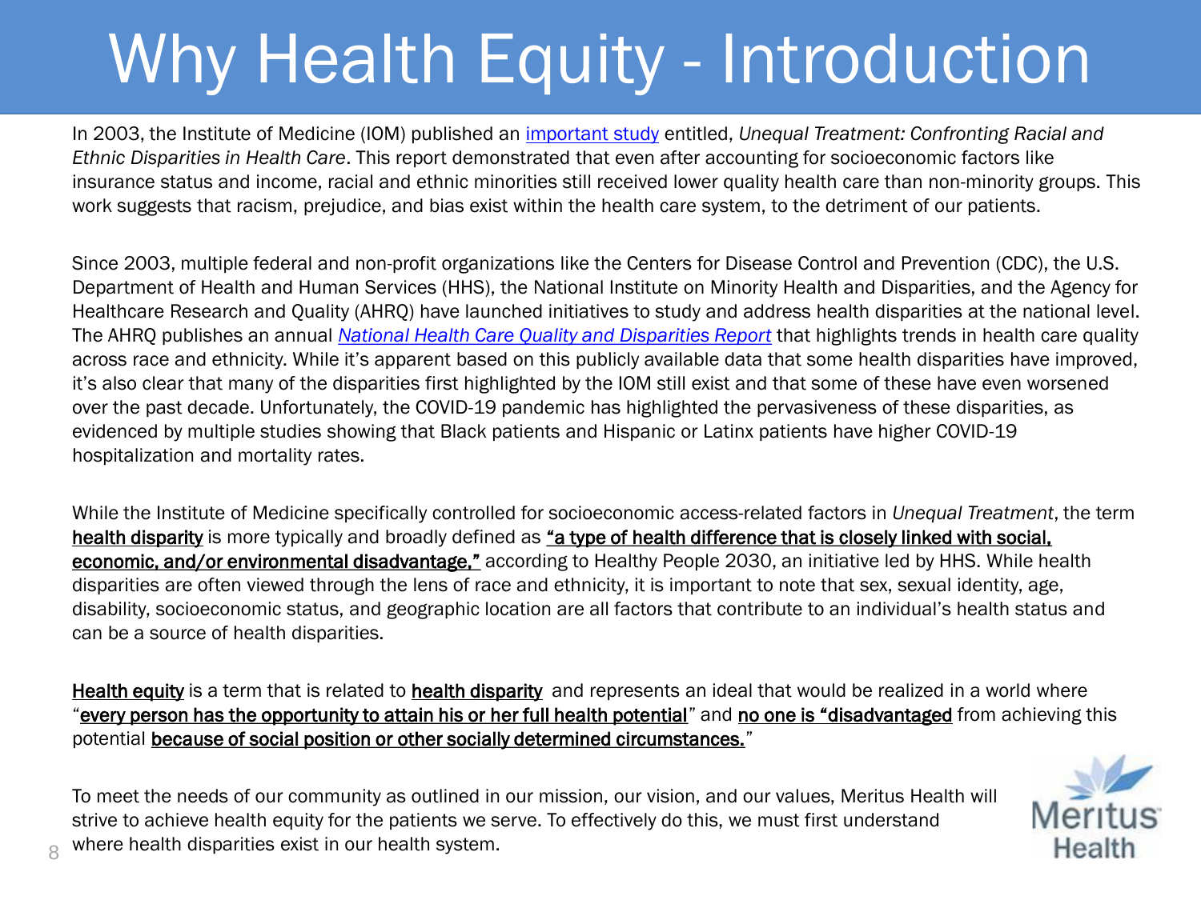# Why Health Equity - Introduction

In 2003, the Institute of Medicine (IOM) published an important study entitled, *Unequal Treatment: Confronting Racial and Ethnic Disparities in Health Care*. This report demonstrated that even after accounting for socioeconomic factors like insurance status and income, racial and ethnic minorities still received lower quality health care than non-minority groups. This work suggests that racism, prejudice, and bias exist within the health care system, to the detriment of our patients.

Since 2003, multiple federal and non-profit organizations like the Centers for Disease Control and Prevention (CDC), the U.S. Department of Health and Human Services (HHS), the National Institute on Minority Health and Disparities, and the Agency for Healthcare Research and Quality (AHRQ) have launched initiatives to study and address health disparities at the national level. The AHRQ publishes an annual *National Health Care Quality and Disparities Report* that highlights trends in health care quality across race and ethnicity. While it's apparent based on this publicly available data that some health disparities have improved, it's also clear that many of the disparities first highlighted by the IOM still exist and that some of these have even worsened over the past decade. Unfortunately, the COVID-19 pandemic has highlighted the pervasiveness of these disparities, as evidenced by multiple studies showing that Black patients and Hispanic or Latinx patients have higher COVID-19 hospitalization and mortality rates.

While the Institute of Medicine specifically controlled for socioeconomic access-related factors in *Unequal Treatment*, the term **health disparity** is more typically and broadly defined as **"a type of health difference that is closely linked with social, economic, and/or environmental disadvantage,"** according to Healthy People 2030, an initiative led by HHS. While health disparities are often viewed through the lens of race and ethnicity, it is important to note that sex, sexual identity, age, disability, socioeconomic status, and geographic location are all factors that contribute to an individual's health status and can be a source of health disparities.

**Health equity** is a term that is related to **health disparity** and represents an ideal that would be realized in a world where "**every person has the opportunity to attain his or her full health potential**" and **no one is "disadvantaged** from achieving this potential **because of social position or other socially determined circumstances.**"

To meet the needs of our community as outlined in our mission, our vision, and our values, Meritus Health will strive to achieve health equity for the patients we serve. To effectively do this, we must first understand where health disparities exist in our health system.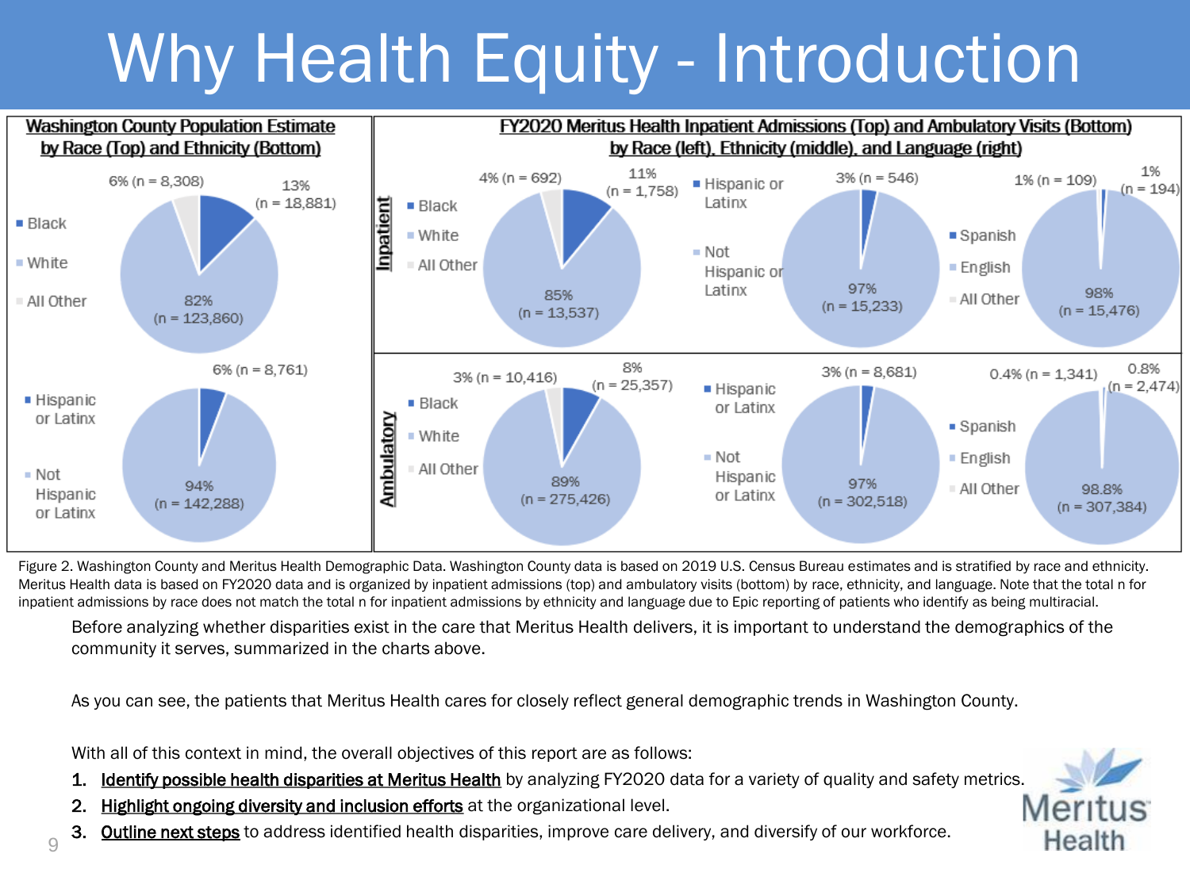# Why Health Equity - Introduction

**Washington County Population Estimate by Race (Top) and Ethnicity (Bottom)**

| Race | Percent | n |
|---|---|---|
| Black | 13% | 18,881 |
| White | 82% | 123,860 |
| All Other | 6% | 8,308 |

| Ethnicity | Percent | n |
|---|---|---|
| Hispanic or Latinx | 6% | 8,761 |
| Not Hispanic or Latinx | 94% | 142,288 |

**FY2020 Meritus Health Inpatient Admissions (Top) and Ambulatory Visits (Bottom) by Race (left), Ethnicity (middle), and Language (right)**

| | Category | Percent | n |
|---|---|---|---|
| Inpatient – Race | Black | 11% | 1,758 |
| | White | 85% | 13,537 |
| | All Other | 4% | 692 |
| Inpatient – Ethnicity | Hispanic or Latinx | 3% | 546 |
| | Not Hispanic or Latinx | 97% | 15,233 |
| Inpatient – Language | Spanish | 1% | 109 |
| | English | 98% | 15,476 |
| | All Other | 1% | 194 |
| Ambulatory – Race | Black | 8% | 25,357 |
| | White | 89% | 275,426 |
| | All Other | 3% | 10,416 |
| Ambulatory – Ethnicity | Hispanic or Latinx | 3% | 8,681 |
| | Not Hispanic or Latinx | 97% | 302,518 |
| Ambulatory – Language | Spanish | 0.4% | 1,341 |
| | English | 98.8% | 307,384 |
| | All Other | 0.8% | 2,474 |

Figure 2. Washington County and Meritus Health Demographic Data. Washington County data is based on 2019 U.S. Census Bureau estimates and is stratified by race and ethnicity. Meritus Health data is based on FY2020 data and is organized by inpatient admissions (top) and ambulatory visits (bottom) by race, ethnicity, and language. Note that the total n for inpatient admissions by race does not match the total n for inpatient admissions by ethnicity and language due to Epic reporting of patients who identify as being multiracial.

Before analyzing whether disparities exist in the care that Meritus Health delivers, it is important to understand the demographics of the community it serves, summarized in the charts above.

As you can see, the patients that Meritus Health cares for closely reflect general demographic trends in Washington County.

With all of this context in mind, the overall objectives of this report are as follows:

1. Identify possible health disparities at Meritus Health by analyzing FY2020 data for a variety of quality and safety metrics.
2. Highlight ongoing diversity and inclusion efforts at the organizational level.
3. Outline next steps to address identified health disparities, improve care delivery, and diversify of our workforce.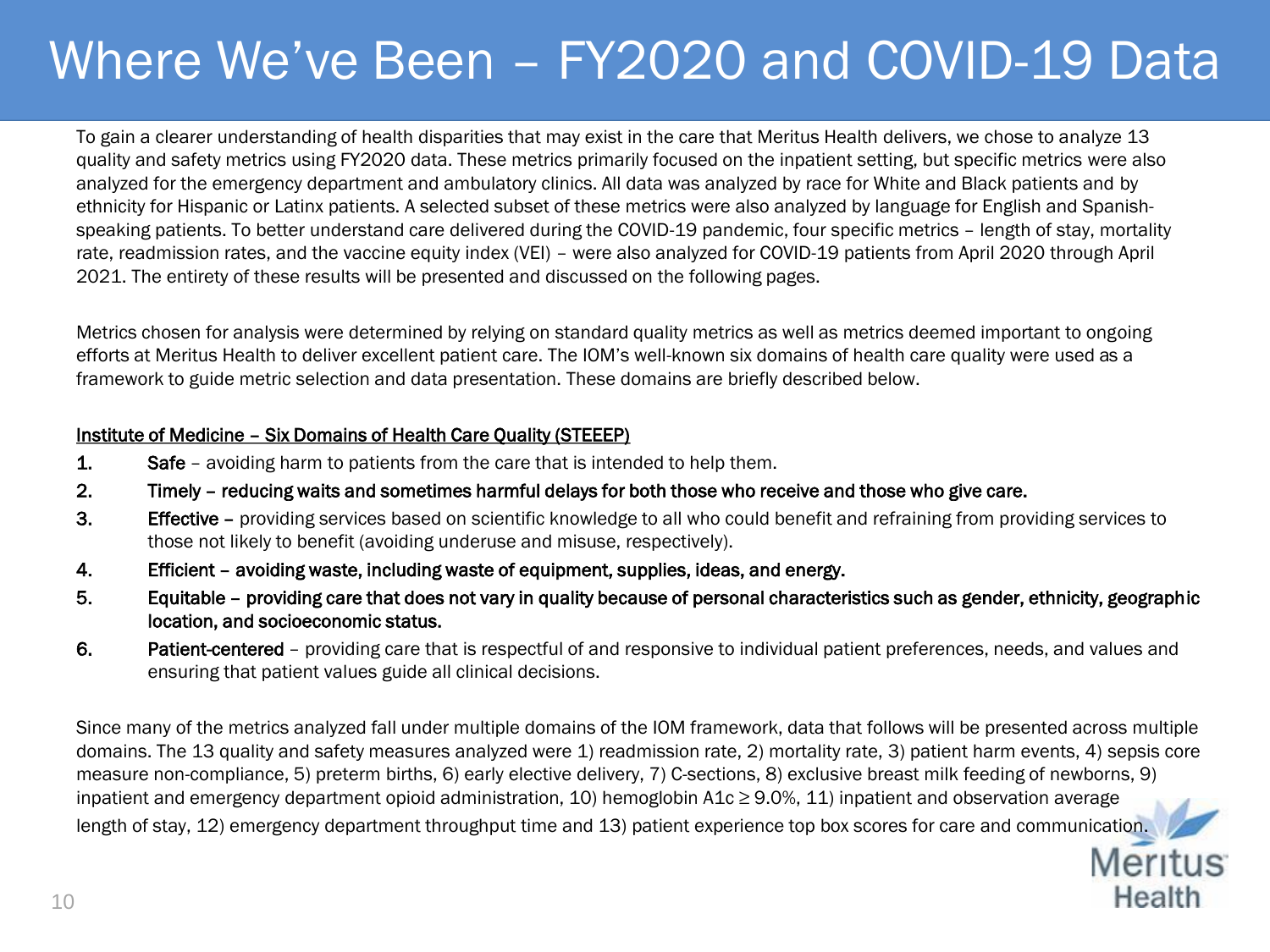# Where We've Been – FY2020 and COVID-19 Data

To gain a clearer understanding of health disparities that may exist in the care that Meritus Health delivers, we chose to analyze 13 quality and safety metrics using FY2020 data. These metrics primarily focused on the inpatient setting, but specific metrics were also analyzed for the emergency department and ambulatory clinics. All data was analyzed by race for White and Black patients and by ethnicity for Hispanic or Latinx patients. A selected subset of these metrics were also analyzed by language for English and Spanish-speaking patients. To better understand care delivered during the COVID-19 pandemic, four specific metrics – length of stay, mortality rate, readmission rates, and the vaccine equity index (VEI) – were also analyzed for COVID-19 patients from April 2020 through April 2021. The entirety of these results will be presented and discussed on the following pages.

Metrics chosen for analysis were determined by relying on standard quality metrics as well as metrics deemed important to ongoing efforts at Meritus Health to deliver excellent patient care. The IOM's well-known six domains of health care quality were used as a framework to guide metric selection and data presentation. These domains are briefly described below.

<u>Institute of Medicine – Six Domains of Health Care Quality (STEEEP)</u>

1. **Safe** – avoiding harm to patients from the care that is intended to help them.
2. **Timely** – reducing waits and sometimes harmful delays for both those who receive and those who give care.
3. **Effective** – providing services based on scientific knowledge to all who could benefit and refraining from providing services to those not likely to benefit (avoiding underuse and misuse, respectively).
4. **Efficient** – avoiding waste, including waste of equipment, supplies, ideas, and energy.
5. **Equitable** – providing care that does not vary in quality because of personal characteristics such as gender, ethnicity, geographic location, and socioeconomic status.
6. **Patient-centered** – providing care that is respectful of and responsive to individual patient preferences, needs, and values and ensuring that patient values guide all clinical decisions.

Since many of the metrics analyzed fall under multiple domains of the IOM framework, data that follows will be presented across multiple domains. The 13 quality and safety measures analyzed were 1) readmission rate, 2) mortality rate, 3) patient harm events, 4) sepsis core measure non-compliance, 5) preterm births, 6) early elective delivery, 7) C-sections, 8) exclusive breast milk feeding of newborns, 9) inpatient and emergency department opioid administration, 10) hemoglobin A1c $\geq$ 9.0%, 11) inpatient and observation average length of stay, 12) emergency department throughput time and 13) patient experience top box scores for care and communication.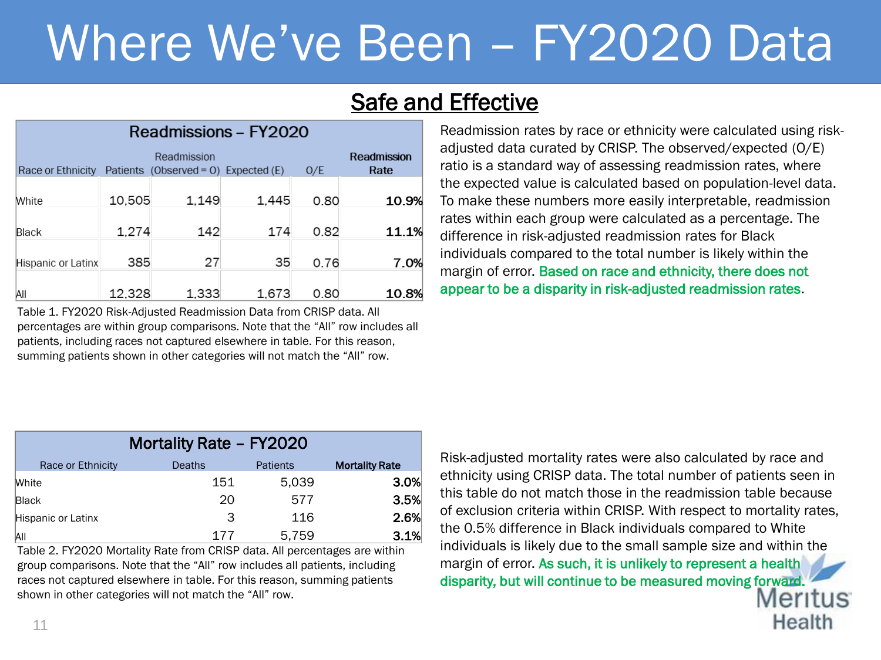# Where We've Been – FY2020 Data

## Safe and Effective

| Readmissions – FY2020 | | | | | |
|---|---|---|---|---|---|
| Race or Ethnicity | Patients | Readmission (Observed = O) | Expected (E) | O/E | **Readmission Rate** |
| White | 10,505 | 1,149 | 1,445 | 0.80 | **10.9%** |
| Black | 1,274 | 142 | 174 | 0.82 | **11.1%** |
| Hispanic or Latinx | 385 | 27 | 35 | 0.76 | **7.0%** |
| All | 12,328 | 1,333 | 1,673 | 0.80 | **10.8%** |

Table 1. FY2020 Risk-Adjusted Readmission Data from CRISP data. All percentages are within group comparisons. Note that the "All" row includes all patients, including races not captured elsewhere in table. For this reason, summing patients shown in other categories will not match the "All" row.

Readmission rates by race or ethnicity were calculated using risk-adjusted data curated by CRISP. The observed/expected (O/E) ratio is a standard way of assessing readmission rates, where the expected value is calculated based on population-level data. To make these numbers more easily interpretable, readmission rates within each group were calculated as a percentage. The difference in risk-adjusted readmission rates for Black individuals compared to the total number is likely within the margin of error. **Based on race and ethnicity, there does not appear to be a disparity in risk-adjusted readmission rates**.

| Mortality Rate – FY2020 | | | |
|---|---|---|---|
| Race or Ethnicity | Deaths | Patients | **Mortality Rate** |
| White | 151 | 5,039 | **3.0%** |
| Black | 20 | 577 | **3.5%** |
| Hispanic or Latinx | 3 | 116 | **2.6%** |
| All | 177 | 5,759 | **3.1%** |

Table 2. FY2020 Mortality Rate from CRISP data. All percentages are within group comparisons. Note that the "All" row includes all patients, including races not captured elsewhere in table. For this reason, summing patients shown in other categories will not match the "All" row.

Risk-adjusted mortality rates were also calculated by race and ethnicity using CRISP data. The total number of patients seen in this table do not match those in the readmission table because of exclusion criteria within CRISP. With respect to mortality rates, the 0.5% difference in Black individuals compared to White individuals is likely due to the small sample size and within the margin of error. **As such, it is unlikely to represent a health disparity, but will continue to be measured moving forward.**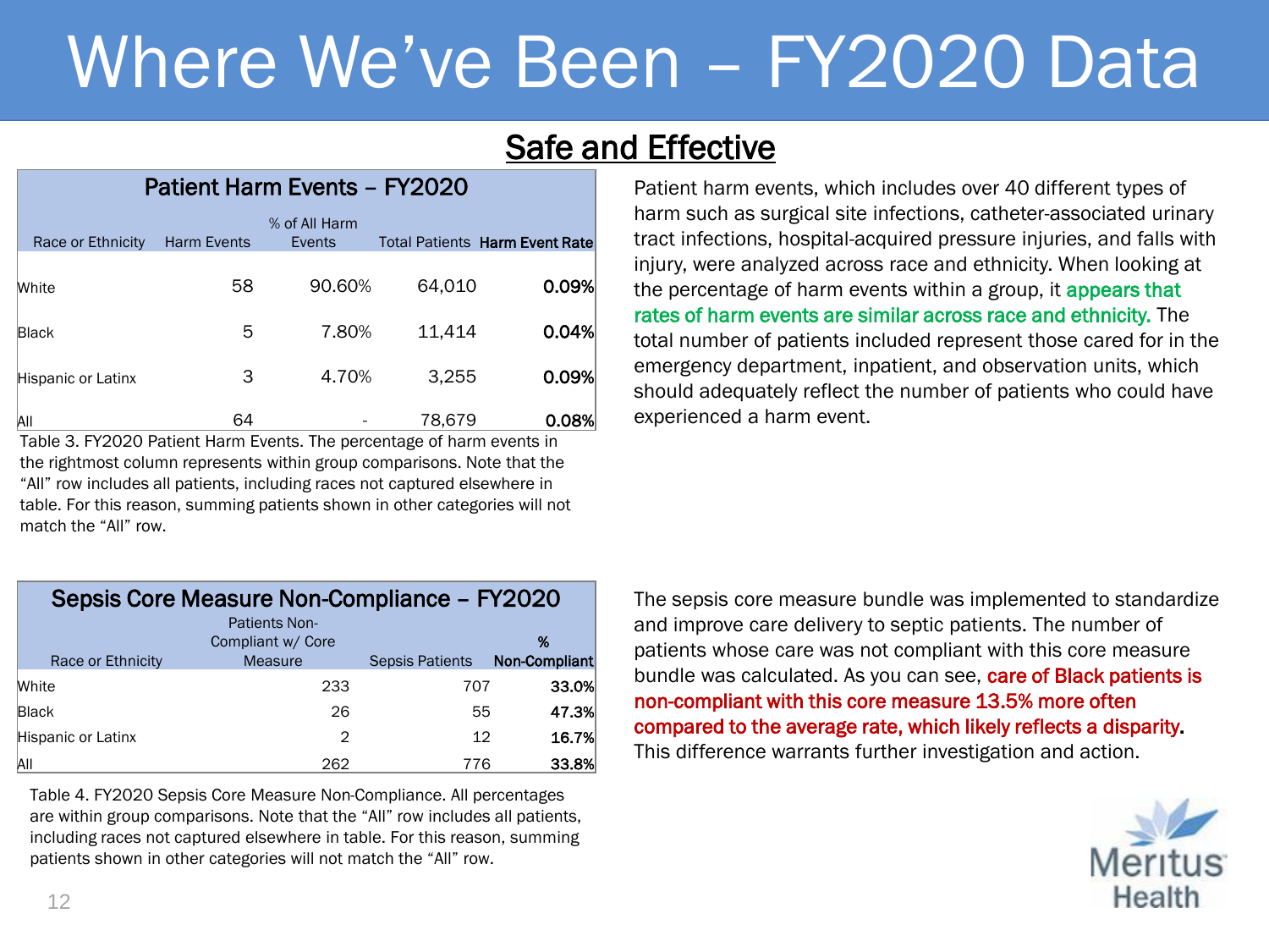# Where We've Been – FY2020 Data

## Safe and Effective

**Patient Harm Events – FY2020**

| Race or Ethnicity | Harm Events | % of All Harm Events | Total Patients | Harm Event Rate |
|---|---|---|---|---|
| White | 58 | 90.60% | 64,010 | 0.09% |
| Black | 5 | 7.80% | 11,414 | 0.04% |
| Hispanic or Latinx | 3 | 4.70% | 3,255 | 0.09% |
| All | 64 | - | 78,679 | 0.08% |

Table 3. FY2020 Patient Harm Events. The percentage of harm events in the rightmost column represents within group comparisons. Note that the "All" row includes all patients, including races not captured elsewhere in table. For this reason, summing patients shown in other categories will not match the "All" row.

Patient harm events, which includes over 40 different types of harm such as surgical site infections, catheter-associated urinary tract infections, hospital-acquired pressure injuries, and falls with injury, were analyzed across race and ethnicity. When looking at the percentage of harm events within a group, it appears that rates of harm events are similar across race and ethnicity. The total number of patients included represent those cared for in the emergency department, inpatient, and observation units, which should adequately reflect the number of patients who could have experienced a harm event.

**Sepsis Core Measure Non-Compliance – FY2020**

| Race or Ethnicity | Patients Non-Compliant w/ Core Measure | Sepsis Patients | % Non-Compliant |
|---|---|---|---|
| White | 233 | 707 | 33.0% |
| Black | 26 | 55 | 47.3% |
| Hispanic or Latinx | 2 | 12 | 16.7% |
| All | 262 | 776 | 33.8% |

Table 4. FY2020 Sepsis Core Measure Non-Compliance. All percentages are within group comparisons. Note that the "All" row includes all patients, including races not captured elsewhere in table. For this reason, summing patients shown in other categories will not match the "All" row.

The sepsis core measure bundle was implemented to standardize and improve care delivery to septic patients. The number of patients whose care was not compliant with this core measure bundle was calculated. As you can see, care of Black patients is non-compliant with this core measure 13.5% more often compared to the average rate, which likely reflects a disparity. This difference warrants further investigation and action.

Meritus Health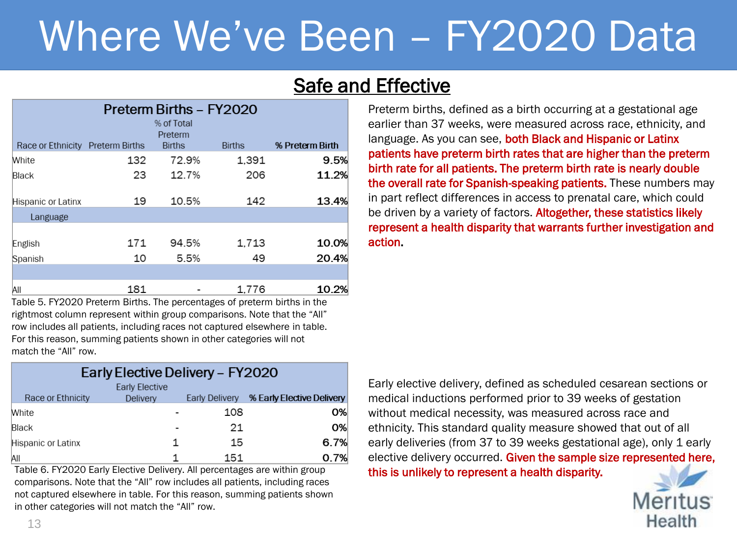# Where We've Been – FY2020 Data

## Safe and Effective

| Preterm Births – FY2020 | | | | |
|---|---|---|---|---|
| Race or Ethnicity | Preterm Births | % of Total Preterm Births | Births | % Preterm Birth |
| White | 132 | 72.9% | 1,391 | 9.5% |
| Black | 23 | 12.7% | 206 | 11.2% |
| Hispanic or Latinx | 19 | 10.5% | 142 | 13.4% |
| Language | | | | |
| English | 171 | 94.5% | 1,713 | 10.0% |
| Spanish | 10 | 5.5% | 49 | 20.4% |
| All | 181 | - | 1,776 | 10.2% |

Table 5. FY2020 Preterm Births. The percentages of preterm births in the rightmost column represent within group comparisons. Note that the "All" row includes all patients, including races not captured elsewhere in table. For this reason, summing patients shown in other categories will not match the "All" row.

Preterm births, defined as a birth occurring at a gestational age earlier than 37 weeks, were measured across race, ethnicity, and language. As you can see, **both Black and Hispanic or Latinx patients have preterm birth rates that are higher than the preterm birth rate for all patients. The preterm birth rate is nearly double the overall rate for Spanish-speaking patients.** These numbers may in part reflect differences in access to prenatal care, which could be driven by a variety of factors. **Altogether, these statistics likely represent a health disparity that warrants further investigation and action.**

| Early Elective Delivery – FY2020 | | | |
|---|---|---|---|
| Race or Ethnicity | Early Elective Delivery | Early Delivery | % Early Elective Delivery |
| White | - | 108 | 0% |
| Black | - | 21 | 0% |
| Hispanic or Latinx | 1 | 15 | 6.7% |
| All | 1 | 151 | 0.7% |

Table 6. FY2020 Early Elective Delivery. All percentages are within group comparisons. Note that the "All" row includes all patients, including races not captured elsewhere in table. For this reason, summing patients shown in other categories will not match the "All" row.

Early elective delivery, defined as scheduled cesarean sections or medical inductions performed prior to 39 weeks of gestation without medical necessity, was measured across race and ethnicity. This standard quality measure showed that out of all early deliveries (from 37 to 39 weeks gestational age), only 1 early elective delivery occurred. **Given the sample size represented here, this is unlikely to represent a health disparity.**

Meritus Health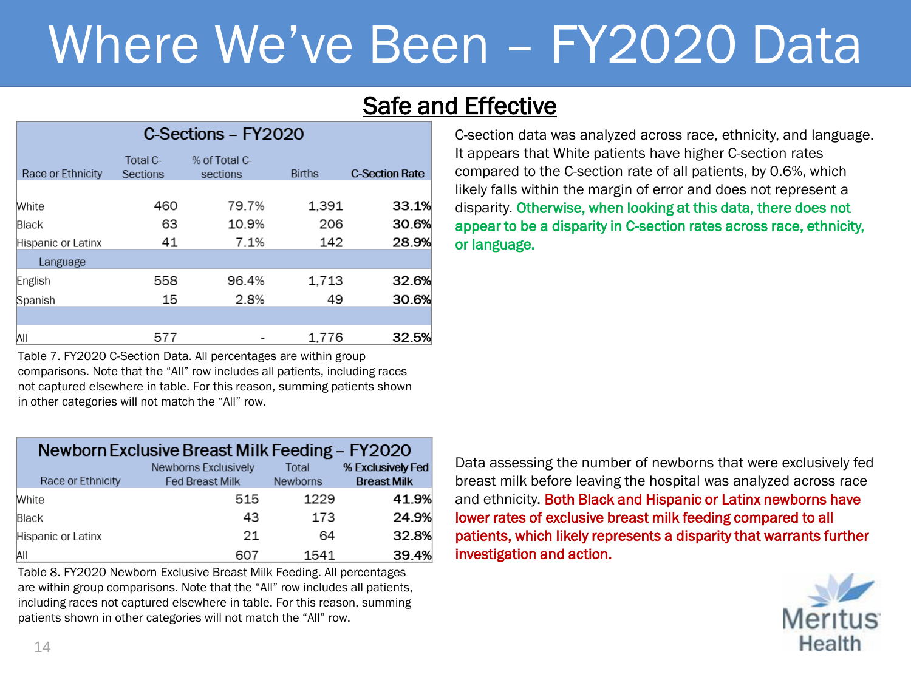# Where We've Been – FY2020 Data

## Safe and Effective

**C-Sections – FY2020**

| Race or Ethnicity | Total C-Sections | % of Total C-sections | Births | C-Section Rate |
|---|---|---|---|---|
| White | 460 | 79.7% | 1,391 | **33.1%** |
| Black | 63 | 10.9% | 206 | **30.6%** |
| Hispanic or Latinx | 41 | 7.1% | 142 | **28.9%** |
| Language | | | | |
| English | 558 | 96.4% | 1,713 | **32.6%** |
| Spanish | 15 | 2.8% | 49 | **30.6%** |
| All | 577 | - | 1,776 | **32.5%** |

Table 7. FY2020 C-Section Data. All percentages are within group comparisons. Note that the "All" row includes all patients, including races not captured elsewhere in table. For this reason, summing patients shown in other categories will not match the "All" row.

C-section data was analyzed across race, ethnicity, and language. It appears that White patients have higher C-section rates compared to the C-section rate of all patients, by 0.6%, which likely falls within the margin of error and does not represent a disparity. **Otherwise, when looking at this data, there does not appear to be a disparity in C-section rates across race, ethnicity, or language.**

**Newborn Exclusive Breast Milk Feeding – FY2020**

| Race or Ethnicity | Newborns Exclusively Fed Breast Milk | Total Newborns | % Exclusively Fed Breast Milk |
|---|---|---|---|
| White | 515 | 1229 | **41.9%** |
| Black | 43 | 173 | **24.9%** |
| Hispanic or Latinx | 21 | 64 | **32.8%** |
| All | 607 | 1541 | **39.4%** |

Table 8. FY2020 Newborn Exclusive Breast Milk Feeding. All percentages are within group comparisons. Note that the "All" row includes all patients, including races not captured elsewhere in table. For this reason, summing patients shown in other categories will not match the "All" row.

Data assessing the number of newborns that were exclusively fed breast milk before leaving the hospital was analyzed across race and ethnicity. **Both Black and Hispanic or Latinx newborns have lower rates of exclusive breast milk feeding compared to all patients, which likely represents a disparity that warrants further investigation and action.**

Meritus Health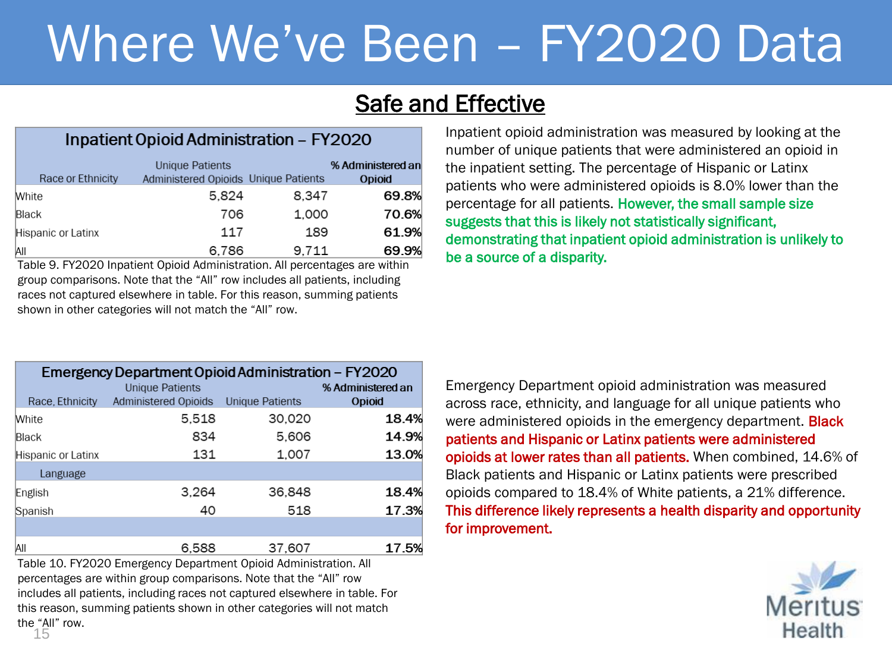# Where We've Been – FY2020 Data

## Safe and Effective

**Inpatient Opioid Administration – FY2020**

| Race or Ethnicity | Unique Patients Administered Opioids | Unique Patients | % Administered an Opioid |
|---|---|---|---|
| White | 5,824 | 8,347 | **69.8%** |
| Black | 706 | 1,000 | **70.6%** |
| Hispanic or Latinx | 117 | 189 | **61.9%** |
| All | 6,786 | 9,711 | **69.9%** |

Table 9. FY2020 Inpatient Opioid Administration. All percentages are within group comparisons. Note that the "All" row includes all patients, including races not captured elsewhere in table. For this reason, summing patients shown in other categories will not match the "All" row.

Inpatient opioid administration was measured by looking at the number of unique patients that were administered an opioid in the inpatient setting. The percentage of Hispanic or Latinx patients who were administered opioids is 8.0% lower than the percentage for all patients. **However, the small sample size suggests that this is likely not statistically significant, demonstrating that inpatient opioid administration is unlikely to be a source of a disparity.**

**Emergency Department Opioid Administration – FY2020**

| Race, Ethnicity | Unique Patients Administered Opioids | Unique Patients | % Administered an Opioid |
|---|---|---|---|
| White | 5,518 | 30,020 | **18.4%** |
| Black | 834 | 5,606 | **14.9%** |
| Hispanic or Latinx | 131 | 1,007 | **13.0%** |
| **Language** | | | |
| English | 3,264 | 36,848 | **18.4%** |
| Spanish | 40 | 518 | **17.3%** |
| | | | |
| All | 6,588 | 37,607 | **17.5%** |

Table 10. FY2020 Emergency Department Opioid Administration. All percentages are within group comparisons. Note that the "All" row includes all patients, including races not captured elsewhere in table. For this reason, summing patients shown in other categories will not match the "All" row.

Emergency Department opioid administration was measured across race, ethnicity, and language for all unique patients who were administered opioids in the emergency department. **Black patients and Hispanic or Latinx patients were administered opioids at lower rates than all patients.** When combined, 14.6% of Black patients and Hispanic or Latinx patients were prescribed opioids compared to 18.4% of White patients, a 21% difference. **This difference likely represents a health disparity and opportunity for improvement.**

Meritus Health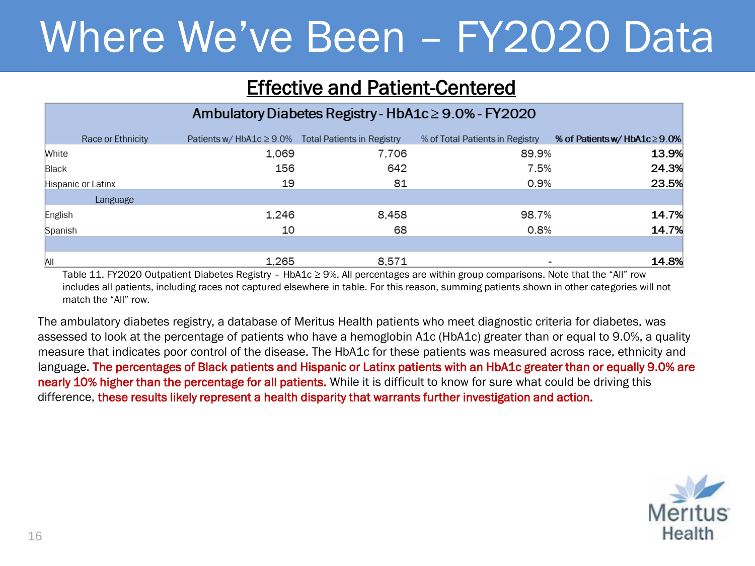# Where We've Been – FY2020 Data

## Effective and Patient-Centered

| Ambulatory Diabetes Registry - HbA1c ≥ 9.0% - FY2020 | | | | |
|---|---|---|---|---|
| Race or Ethnicity | Patients w/ HbA1c ≥ 9.0% | Total Patients in Registry | % of Total Patients in Registry | **% of Patients w/ HbA1c ≥ 9.0%** |
| White | 1,069 | 7,706 | 89.9% | **13.9%** |
| Black | 156 | 642 | 7.5% | **24.3%** |
| Hispanic or Latinx | 19 | 81 | 0.9% | **23.5%** |
| Language | | | | |
| English | 1,246 | 8,458 | 98.7% | **14.7%** |
| Spanish | 10 | 68 | 0.8% | **14.7%** |
| | | | | |
| All | 1,265 | 8,571 | - | **14.8%** |

Table 11. FY2020 Outpatient Diabetes Registry – HbA1c ≥ 9%. All percentages are within group comparisons. Note that the "All" row includes all patients, including races not captured elsewhere in table. For this reason, summing patients shown in other categories will not match the "All" row.

The ambulatory diabetes registry, a database of Meritus Health patients who meet diagnostic criteria for diabetes, was assessed to look at the percentage of patients who have a hemoglobin A1c (HbA1c) greater than or equal to 9.0%, a quality measure that indicates poor control of the disease. The HbA1c for these patients was measured across race, ethnicity and language. **The percentages of Black patients and Hispanic or Latinx patients with an HbA1c greater than or equally 9.0% are nearly 10% higher than the percentage for all patients.** While it is difficult to know for sure what could be driving this difference, **these results likely represent a health disparity that warrants further investigation and action.**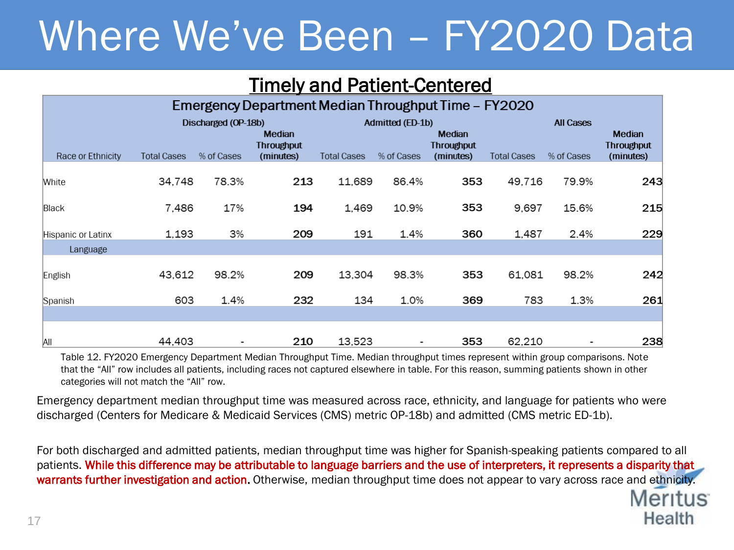# Where We've Been – FY2020 Data

## Timely and Patient-Centered

**Emergency Department Median Throughput Time – FY2020**

| | Discharged (OP-18b) | | | Admitted (ED-1b) | | | All Cases | | |
|---|---|---|---|---|---|---|---|---|---|
| Race or Ethnicity | Total Cases | % of Cases | Median Throughput (minutes) | Total Cases | % of Cases | Median Throughput (minutes) | Total Cases | % of Cases | Median Throughput (minutes) |
| White | 34,748 | 78.3% | **213** | 11,689 | 86.4% | **353** | 49,716 | 79.9% | **243** |
| Black | 7,486 | 17% | **194** | 1,469 | 10.9% | **353** | 9,697 | 15.6% | **215** |
| Hispanic or Latinx | 1,193 | 3% | **209** | 191 | 1.4% | **360** | 1,487 | 2.4% | **229** |
| Language | | | | | | | | | |
| English | 43,612 | 98.2% | **209** | 13,304 | 98.3% | **353** | 61,081 | 98.2% | **242** |
| Spanish | 603 | 1.4% | **232** | 134 | 1.0% | **369** | 783 | 1.3% | **261** |
| | | | | | | | | | |
| All | 44,403 | - | **210** | 13,523 | - | **353** | 62,210 | - | **238** |

Table 12. FY2020 Emergency Department Median Throughput Time. Median throughput times represent within group comparisons. Note that the "All" row includes all patients, including races not captured elsewhere in table. For this reason, summing patients shown in other categories will not match the "All" row.

Emergency department median throughput time was measured across race, ethnicity, and language for patients who were discharged (Centers for Medicare & Medicaid Services (CMS) metric OP-18b) and admitted (CMS metric ED-1b).

For both discharged and admitted patients, median throughput time was higher for Spanish-speaking patients compared to all patients. **While this difference may be attributable to language barriers and the use of interpreters, it represents a disparity that warrants further investigation and action.** Otherwise, median throughput time does not appear to vary across race and ethnicity.

Meritus Health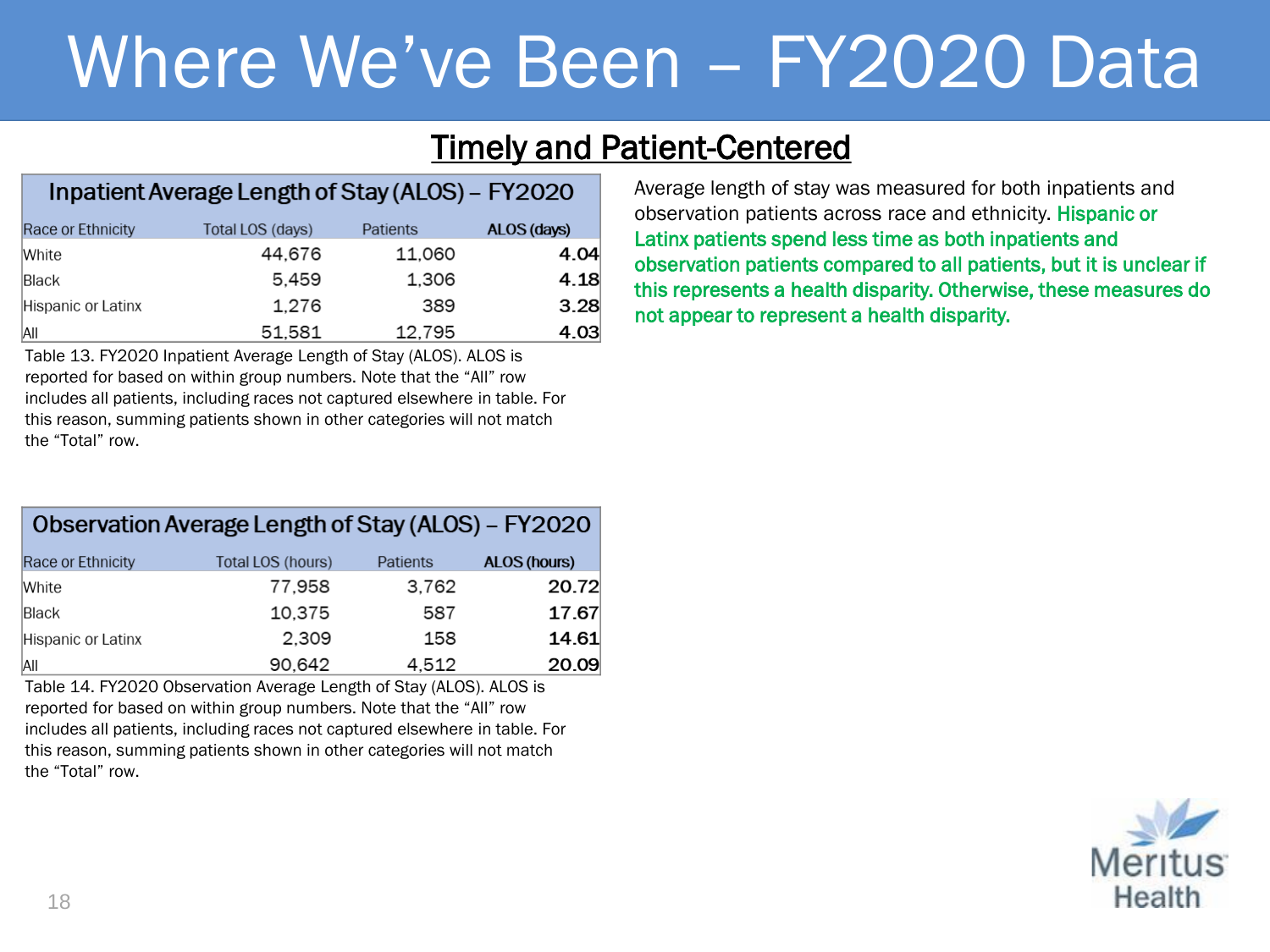# Where We've Been – FY2020 Data

## Timely and Patient-Centered

| Inpatient Average Length of Stay (ALOS) – FY2020 | | | |
|---|---|---|---|
| Race or Ethnicity | Total LOS (days) | Patients | ALOS (days) |
| White | 44,676 | 11,060 | 4.04 |
| Black | 5,459 | 1,306 | 4.18 |
| Hispanic or Latinx | 1,276 | 389 | 3.28 |
| All | 51,581 | 12,795 | 4.03 |

Table 13. FY2020 Inpatient Average Length of Stay (ALOS). ALOS is reported for based on within group numbers. Note that the "All" row includes all patients, including races not captured elsewhere in table. For this reason, summing patients shown in other categories will not match the "Total" row.

| Observation Average Length of Stay (ALOS) – FY2020 | | | |
|---|---|---|---|
| Race or Ethnicity | Total LOS (hours) | Patients | ALOS (hours) |
| White | 77,958 | 3,762 | 20.72 |
| Black | 10,375 | 587 | 17.67 |
| Hispanic or Latinx | 2,309 | 158 | 14.61 |
| All | 90,642 | 4,512 | 20.09 |

Table 14. FY2020 Observation Average Length of Stay (ALOS). ALOS is reported for based on within group numbers. Note that the "All" row includes all patients, including races not captured elsewhere in table. For this reason, summing patients shown in other categories will not match the "Total" row.

Average length of stay was measured for both inpatients and observation patients across race and ethnicity. **Hispanic or Latinx patients spend less time as both inpatients and observation patients compared to all patients, but it is unclear if this represents a health disparity. Otherwise, these measures do not appear to represent a health disparity.**

Meritus Health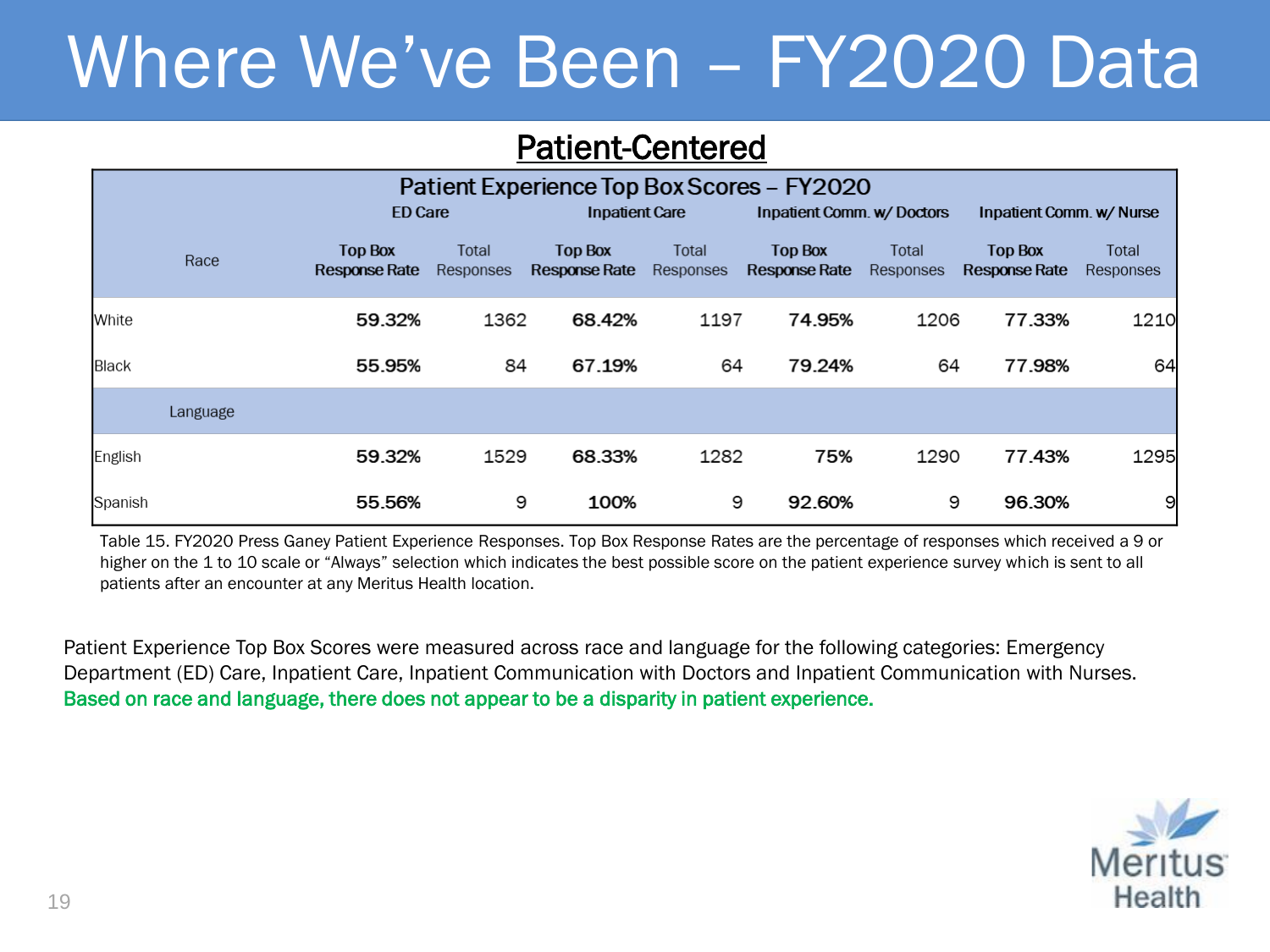# Where We've Been – FY2020 Data

## Patient-Centered

| Patient Experience Top Box Scores – FY2020 | | | | | | | | |
|---|---|---|---|---|---|---|---|---|
| | ED Care | | Inpatient Care | | Inpatient Comm. w/ Doctors | | Inpatient Comm. w/ Nurse | |
| Race | Top Box Response Rate | Total Responses | Top Box Response Rate | Total Responses | Top Box Response Rate | Total Responses | Top Box Response Rate | Total Responses |
| White | 59.32% | 1362 | 68.42% | 1197 | 74.95% | 1206 | 77.33% | 1210 |
| Black | 55.95% | 84 | 67.19% | 64 | 79.24% | 64 | 77.98% | 64 |
| Language | | | | | | | | |
| English | 59.32% | 1529 | 68.33% | 1282 | 75% | 1290 | 77.43% | 1295 |
| Spanish | 55.56% | 9 | 100% | 9 | 92.60% | 9 | 96.30% | 9 |

Table 15. FY2020 Press Ganey Patient Experience Responses. Top Box Response Rates are the percentage of responses which received a 9 or higher on the 1 to 10 scale or "Always" selection which indicates the best possible score on the patient experience survey which is sent to all patients after an encounter at any Meritus Health location.

Patient Experience Top Box Scores were measured across race and language for the following categories: Emergency Department (ED) Care, Inpatient Care, Inpatient Communication with Doctors and Inpatient Communication with Nurses. Based on race and language, there does not appear to be a disparity in patient experience.

Meritus Health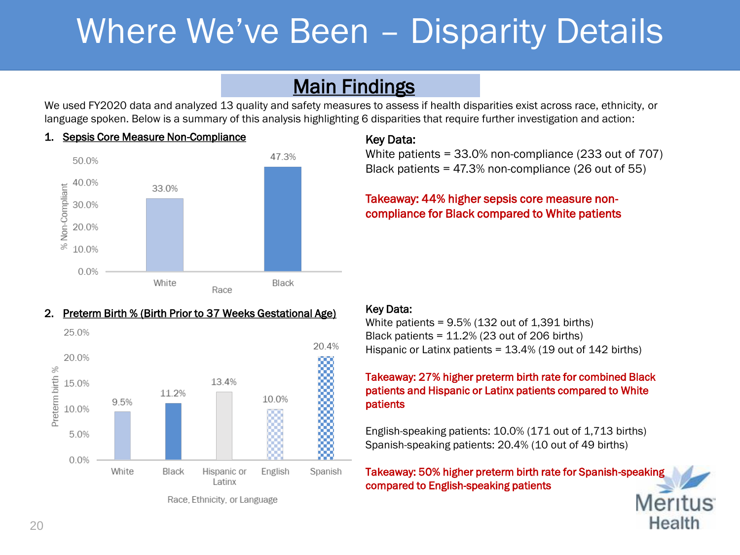# Where We've Been – Disparity Details

## Main Findings

We used FY2020 data and analyzed 13 quality and safety measures to assess if health disparities exist across race, ethnicity, or language spoken. Below is a summary of this analysis highlighting 6 disparities that require further investigation and action:

### 1. Sepsis Core Measure Non-Compliance

| Race | % Non-Compliant |
| --- | --- |
| White | 33.0% |
| Black | 47.3% |

**Key Data:**

White patients = 33.0% non-compliance (233 out of 707)
Black patients = 47.3% non-compliance (26 out of 55)

**Takeaway: 44% higher sepsis core measure non-compliance for Black compared to White patients**

### 2. Preterm Birth % (Birth Prior to 37 Weeks Gestational Age)

| Race, Ethnicity, or Language | Preterm birth % |
| --- | --- |
| White | 9.5% |
| Black | 11.2% |
| Hispanic or Latinx | 13.4% |
| English | 10.0% |
| Spanish | 20.4% |

**Key Data:**

White patients = 9.5% (132 out of 1,391 births)
Black patients = 11.2% (23 out of 206 births)
Hispanic or Latinx patients = 13.4% (19 out of 142 births)

**Takeaway: 27% higher preterm birth rate for combined Black patients and Hispanic or Latinx patients compared to White patients**

English-speaking patients: 10.0% (171 out of 1,713 births)
Spanish-speaking patients: 20.4% (10 out of 49 births)

**Takeaway: 50% higher preterm birth rate for Spanish-speaking compared to English-speaking patients**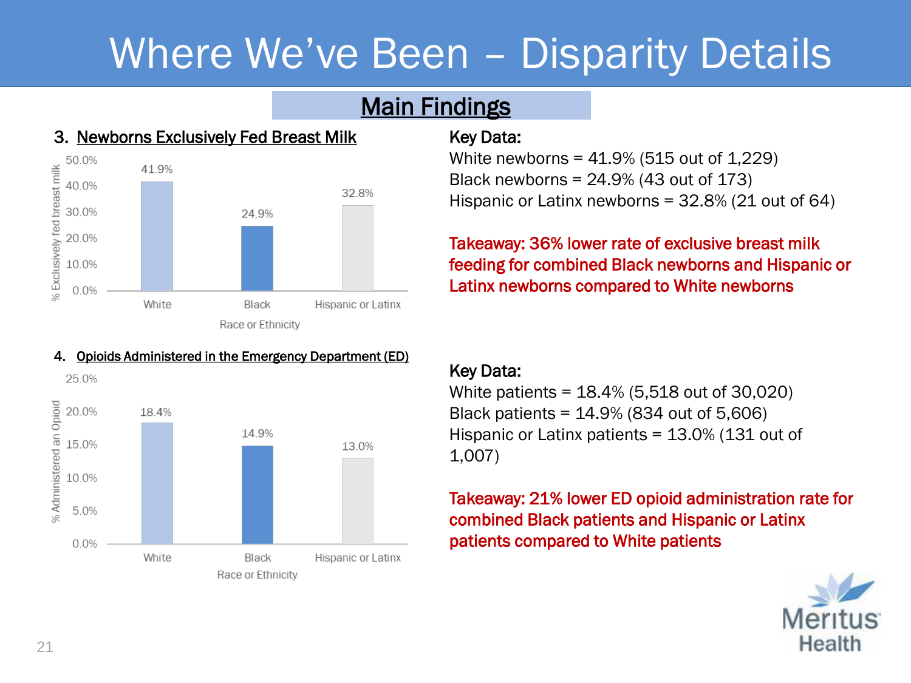# Where We've Been – Disparity Details

## Main Findings

### 3. Newborns Exclusively Fed Breast Milk

| Race or Ethnicity | % Exclusively fed breast milk |
|---|---|
| White | 41.9% |
| Black | 24.9% |
| Hispanic or Latinx | 32.8% |

**Key Data:**

White newborns = 41.9% (515 out of 1,229)
Black newborns = 24.9% (43 out of 173)
Hispanic or Latinx newborns = 32.8% (21 out of 64)

**Takeaway: 36% lower rate of exclusive breast milk feeding for combined Black newborns and Hispanic or Latinx newborns compared to White newborns**

### 4. Opioids Administered in the Emergency Department (ED)

| Race or Ethnicity | % Administered an Opioid |
|---|---|
| White | 18.4% |
| Black | 14.9% |
| Hispanic or Latinx | 13.0% |

**Key Data:**

White patients = 18.4% (5,518 out of 30,020)
Black patients = 14.9% (834 out of 5,606)
Hispanic or Latinx patients = 13.0% (131 out of 1,007)

**Takeaway: 21% lower ED opioid administration rate for combined Black patients and Hispanic or Latinx patients compared to White patients**

Meritus Health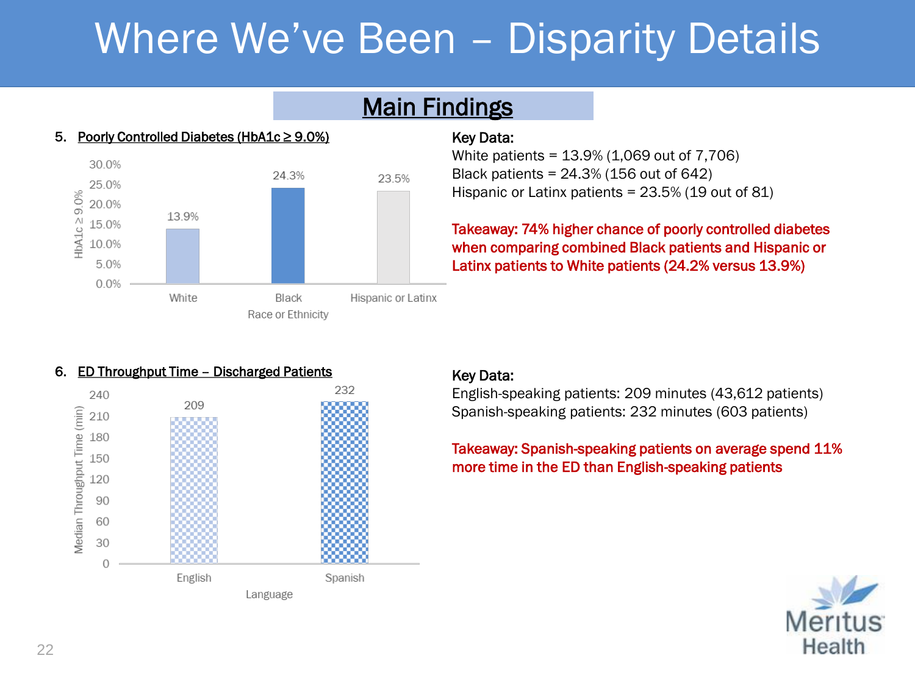# Where We've Been – Disparity Details

## Main Findings

### 5. Poorly Controlled Diabetes (HbA1c ≥ 9.0%)

| Race or Ethnicity | HbA1c ≥ 9.0% |
|---|---|
| White | 13.9% |
| Black | 24.3% |
| Hispanic or Latinx | 23.5% |

**Key Data:**

White patients = 13.9% (1,069 out of 7,706)
Black patients = 24.3% (156 out of 642)
Hispanic or Latinx patients = 23.5% (19 out of 81)

**Takeaway: 74% higher chance of poorly controlled diabetes when comparing combined Black patients and Hispanic or Latinx patients to White patients (24.2% versus 13.9%)**

### 6. ED Throughput Time – Discharged Patients

| Language | Median Throughput Time (min) |
|---|---|
| English | 209 |
| Spanish | 232 |

**Key Data:**

English-speaking patients: 209 minutes (43,612 patients)
Spanish-speaking patients: 232 minutes (603 patients)

**Takeaway: Spanish-speaking patients on average spend 11% more time in the ED than English-speaking patients**

Meritus Health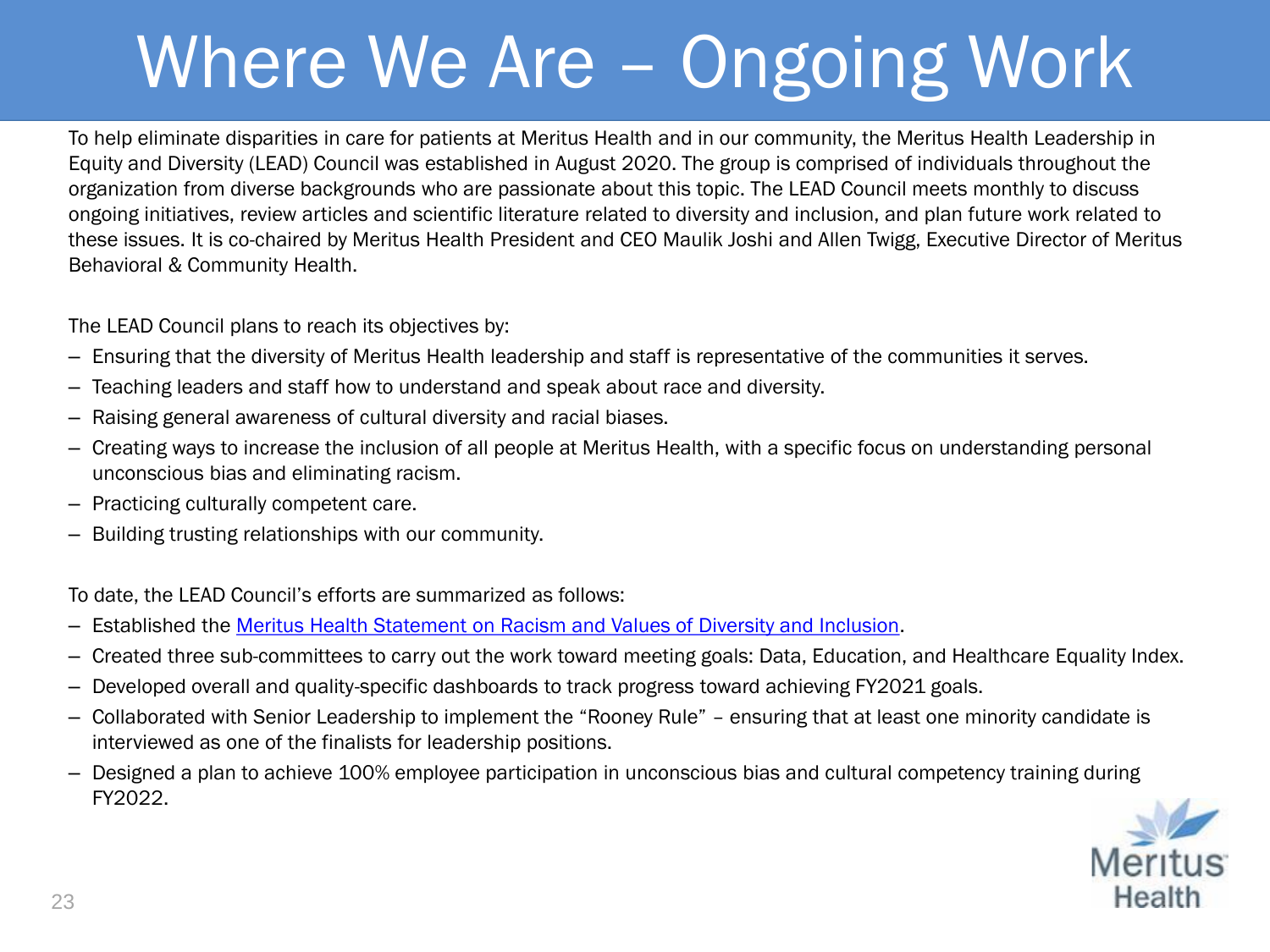# Where We Are – Ongoing Work

To help eliminate disparities in care for patients at Meritus Health and in our community, the Meritus Health Leadership in Equity and Diversity (LEAD) Council was established in August 2020. The group is comprised of individuals throughout the organization from diverse backgrounds who are passionate about this topic. The LEAD Council meets monthly to discuss ongoing initiatives, review articles and scientific literature related to diversity and inclusion, and plan future work related to these issues. It is co-chaired by Meritus Health President and CEO Maulik Joshi and Allen Twigg, Executive Director of Meritus Behavioral & Community Health.

The LEAD Council plans to reach its objectives by:

- Ensuring that the diversity of Meritus Health leadership and staff is representative of the communities it serves.
- Teaching leaders and staff how to understand and speak about race and diversity.
- Raising general awareness of cultural diversity and racial biases.
- Creating ways to increase the inclusion of all people at Meritus Health, with a specific focus on understanding personal unconscious bias and eliminating racism.
- Practicing culturally competent care.
- Building trusting relationships with our community.

To date, the LEAD Council's efforts are summarized as follows:

- Established the Meritus Health Statement on Racism and Values of Diversity and Inclusion.
- Created three sub-committees to carry out the work toward meeting goals: Data, Education, and Healthcare Equality Index.
- Developed overall and quality-specific dashboards to track progress toward achieving FY2021 goals.
- Collaborated with Senior Leadership to implement the "Rooney Rule" – ensuring that at least one minority candidate is interviewed as one of the finalists for leadership positions.
- Designed a plan to achieve 100% employee participation in unconscious bias and cultural competency training during FY2022.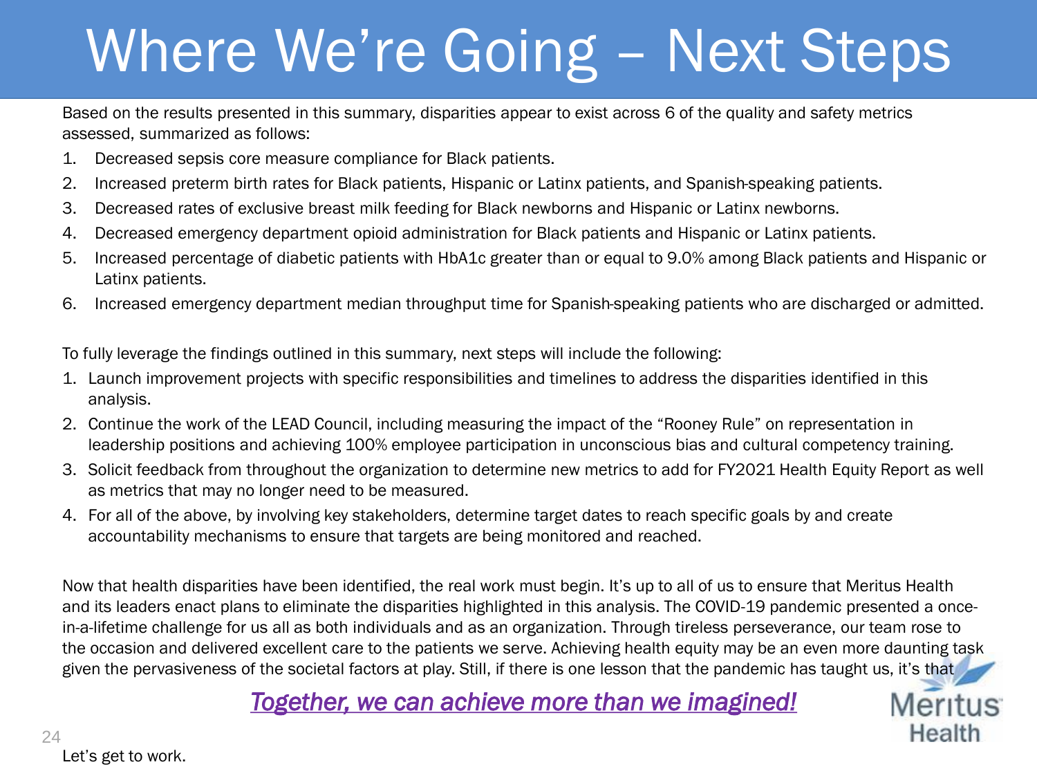# Where We're Going – Next Steps

Based on the results presented in this summary, disparities appear to exist across 6 of the quality and safety metrics assessed, summarized as follows:

1. Decreased sepsis core measure compliance for Black patients.
2. Increased preterm birth rates for Black patients, Hispanic or Latinx patients, and Spanish-speaking patients.
3. Decreased rates of exclusive breast milk feeding for Black newborns and Hispanic or Latinx newborns.
4. Decreased emergency department opioid administration for Black patients and Hispanic or Latinx patients.
5. Increased percentage of diabetic patients with HbA1c greater than or equal to 9.0% among Black patients and Hispanic or Latinx patients.
6. Increased emergency department median throughput time for Spanish-speaking patients who are discharged or admitted.

To fully leverage the findings outlined in this summary, next steps will include the following:

1. Launch improvement projects with specific responsibilities and timelines to address the disparities identified in this analysis.
2. Continue the work of the LEAD Council, including measuring the impact of the "Rooney Rule" on representation in leadership positions and achieving 100% employee participation in unconscious bias and cultural competency training.
3. Solicit feedback from throughout the organization to determine new metrics to add for FY2021 Health Equity Report as well as metrics that may no longer need to be measured.
4. For all of the above, by involving key stakeholders, determine target dates to reach specific goals by and create accountability mechanisms to ensure that targets are being monitored and reached.

Now that health disparities have been identified, the real work must begin. It's up to all of us to ensure that Meritus Health and its leaders enact plans to eliminate the disparities highlighted in this analysis. The COVID-19 pandemic presented a once-in-a-lifetime challenge for us all as both individuals and as an organization. Through tireless perseverance, our team rose to the occasion and delivered excellent care to the patients we serve. Achieving health equity may be an even more daunting task given the pervasiveness of the societal factors at play. Still, if there is one lesson that the pandemic has taught us, it's that

***Together, we can achieve more than we imagined!***

Let's get to work.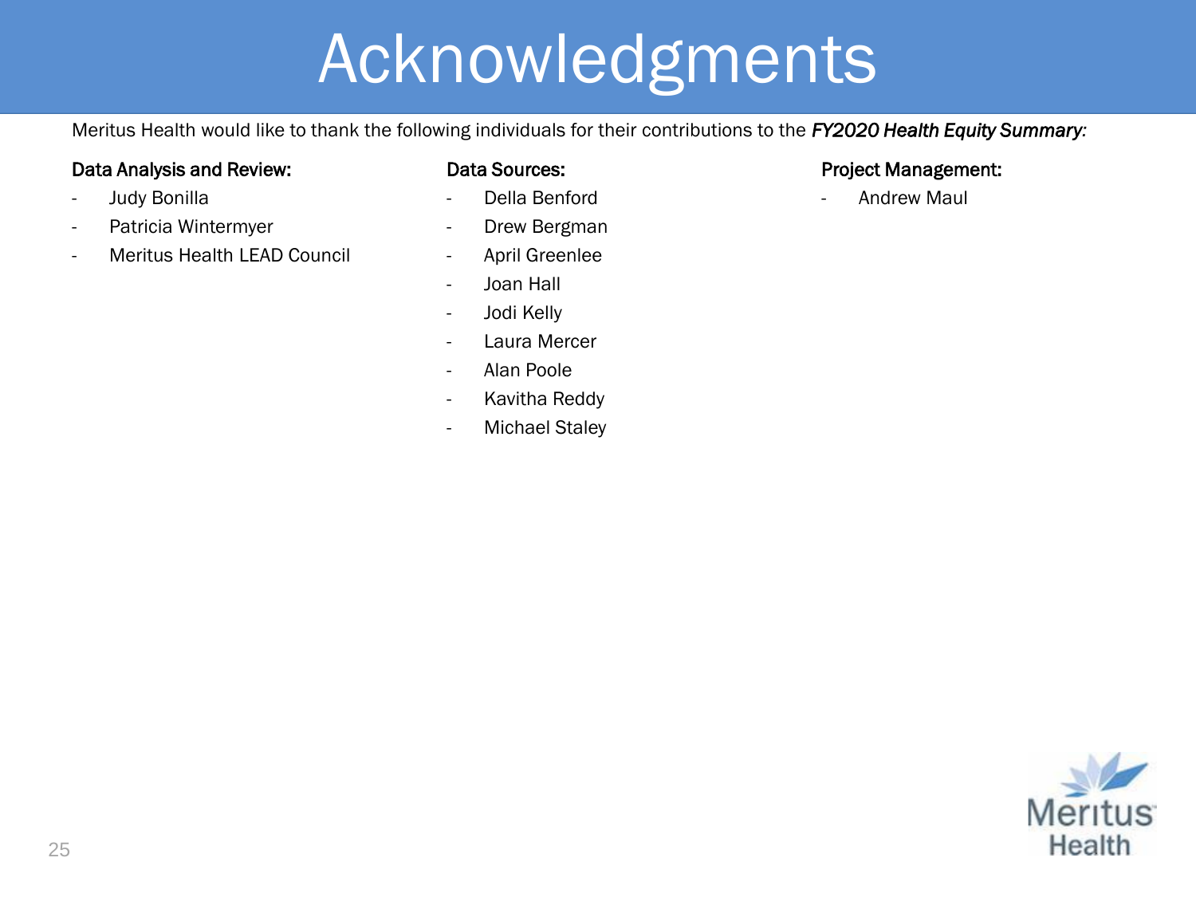# Acknowledgments

Meritus Health would like to thank the following individuals for their contributions to the ***FY2020 Health Equity Summary:***

**Data Analysis and Review:**

- Judy Bonilla
- Patricia Wintermyer
- Meritus Health LEAD Council

**Data Sources:**

- Della Benford
- Drew Bergman
- April Greenlee
- Joan Hall
- Jodi Kelly
- Laura Mercer
- Alan Poole
- Kavitha Reddy
- Michael Staley

**Project Management:**

- Andrew Maul